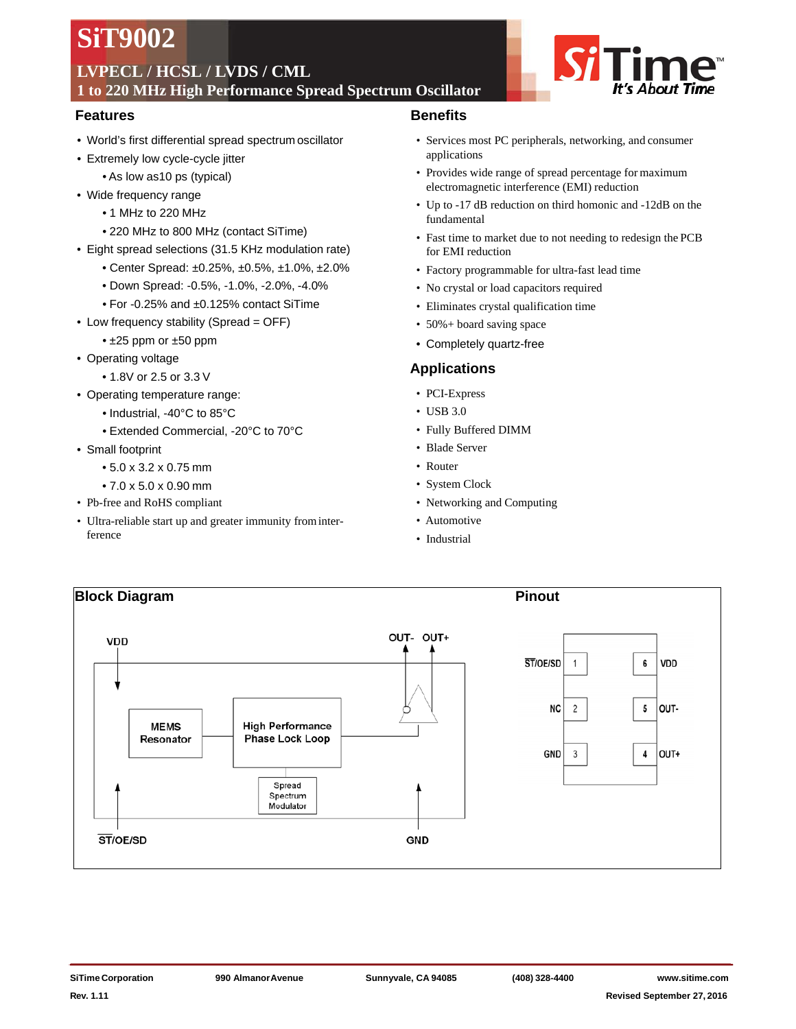# SiT9002

## LVPECL / HCSL / LVDS / CML

## 1 to 220 MHz High Performance Spread Spectrum Oscillator

## Features

- World's first differential spread spectrum oscillator
- Extremely low cycle-cycle jitter
  - As low as10 ps (typical)
- Wide frequency range
  - 1 MHz to 220 MHz
  - 220 MHz to 800 MHz (contact SiTime)
- Eight spread selections (31.5 KHz modulation rate)
  - Center Spread: ±0.25%, ±0.5%, ±1.0%, ±2.0%
  - Down Spread: -0.5%, -1.0%, -2.0%, -4.0%
  - For -0.25% and ±0.125% contact SiTime
- Low frequency stability (Spread = OFF)
  - ±25 ppm or ±50 ppm
- Operating voltage
  - 1.8V or 2.5 or 3.3 V
- Operating temperature range:
  - Industrial, -40°C to 85°C
  - Extended Commercial, -20°C to 70°C
- Small footprint
  - 5.0 x 3.2 x 0.75 mm
  - 7.0 x 5.0 x 0.90 mm
- Pb-free and RoHS compliant
- Ultra-reliable start up and greater immunity from interference

## Benefits

- Services most PC peripherals, networking, and consumer applications
- Provides wide range of spread percentage for maximum electromagnetic interference (EMI) reduction
- Up to -17 dB reduction on third homonic and -12dB on the fundamental
- Fast time to market due to not needing to redesign the PCB for EMI reduction
- Factory programmable for ultra-fast lead time
- No crystal or load capacitors required
- Eliminates crystal qualification time
- 50%+ board saving space
- Completely quartz-free

## Applications

- PCI-Express
- USB 3.0
- Fully Buffered DIMM
- Blade Server
- Router
- System Clock
- Networking and Computing
- Automotive
- Industrial

## Block Diagram

VDD, OUT-, OUT+, MEMS Resonator, High Performance Phase Lock Loop, Spread Spectrum Modulator, ST/OE/SD, GND

## Pinout

| Pin | Name | | Pin | Name |
|---|---|---|---|---|
| 1 | ST/OE/SD | | 6 | VDD |
| 2 | NC | | 5 | OUT- |
| 3 | GND | | 4 | OUT+ |

SiTime Corporation | 990 Almanor Avenue | Sunnyvale, CA 94085 | (408) 328-4400 | www.sitime.com

Rev. 1.11 | Revised September 27, 2016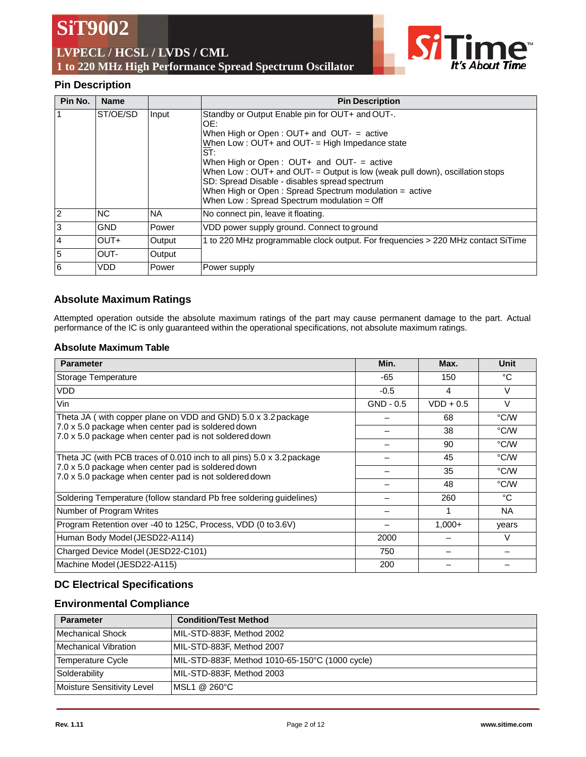## Pin Description

| Pin No. | Name | | Pin Description |
|---|---|---|---|
| 1 | ST/OE/SD | Input | Standby or Output Enable pin for OUT+ and OUT-.<br>OE:<br>When High or Open : OUT+ and OUT- = active<br>When Low : OUT+ and OUT- = High Impedance state<br>ST:<br>When High or Open : OUT+ and OUT- = active<br>When Low : OUT+ and OUT- = Output is low (weak pull down), oscillation stops<br>SD: Spread Disable - disables spread spectrum<br>When High or Open : Spread Spectrum modulation = active<br>When Low : Spread Spectrum modulation = Off |
| 2 | NC | NA | No connect pin, leave it floating. |
| 3 | GND | Power | VDD power supply ground. Connect to ground |
| 4 | OUT+ | Output | 1 to 220 MHz programmable clock output. For frequencies > 220 MHz contact SiTime |
| 5 | OUT- | Output | |
| 6 | VDD | Power | Power supply |

## Absolute Maximum Ratings

Attempted operation outside the absolute maximum ratings of the part may cause permanent damage to the part. Actual performance of the IC is only guaranteed within the operational specifications, not absolute maximum ratings.

### Absolute Maximum Table

| Parameter | Min. | Max. | Unit |
|---|---|---|---|
| Storage Temperature | -65 | 150 | °C |
| VDD | -0.5 | 4 | V |
| Vin | GND - 0.5 | VDD + 0.5 | V |
| Theta JA ( with copper plane on VDD and GND) 5.0 x 3.2 package | – | 68 | °C/W |
| 7.0 x 5.0 package when center pad is soldered down | – | 38 | °C/W |
| 7.0 x 5.0 package when center pad is not soldered down | – | 90 | °C/W |
| Theta JC (with PCB traces of 0.010 inch to all pins) 5.0 x 3.2 package | – | 45 | °C/W |
| 7.0 x 5.0 package when center pad is soldered down | – | 35 | °C/W |
| 7.0 x 5.0 package when center pad is not soldered down | – | 48 | °C/W |
| Soldering Temperature (follow standard Pb free soldering guidelines) | – | 260 | °C |
| Number of Program Writes | – | 1 | NA |
| Program Retention over -40 to 125C, Process, VDD (0 to 3.6V) | – | 1,000+ | years |
| Human Body Model (JESD22-A114) | 2000 | – | V |
| Charged Device Model (JESD22-C101) | 750 | – | – |
| Machine Model (JESD22-A115) | 200 | – | – |

## DC Electrical Specifications

## Environmental Compliance

| Parameter | Condition/Test Method |
|---|---|
| Mechanical Shock | MIL-STD-883F, Method 2002 |
| Mechanical Vibration | MIL-STD-883F, Method 2007 |
| Temperature Cycle | MIL-STD-883F, Method 1010-65-150°C (1000 cycle) |
| Solderability | MIL-STD-883F, Method 2003 |
| Moisture Sensitivity Level | MSL1 @ 260°C |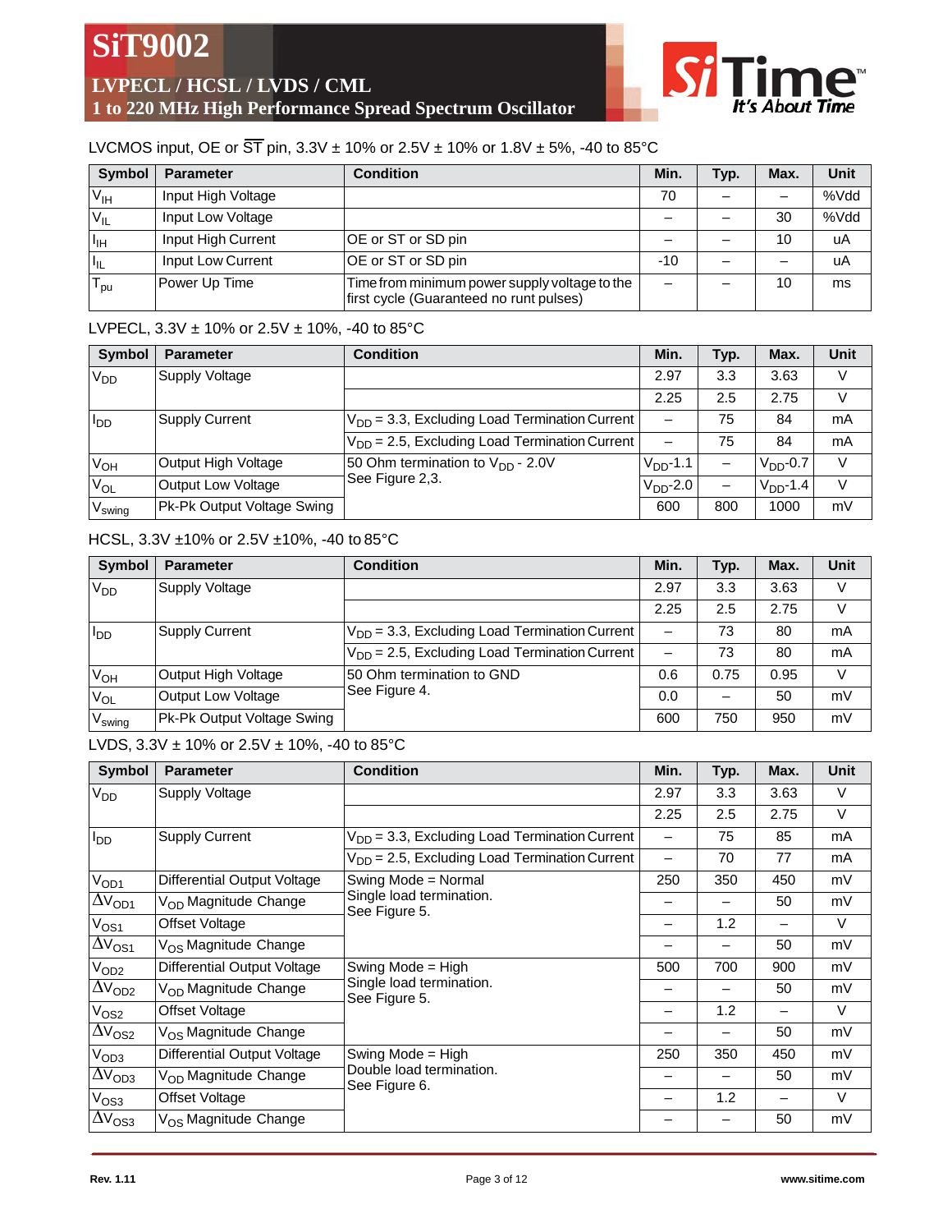LVCMOS input, OE or $\overline{ST}$ pin, 3.3V ± 10% or 2.5V ± 10% or 1.8V ± 5%, -40 to 85°C

| Symbol | Parameter | Condition | Min. | Typ. | Max. | Unit |
|---|---|---|---|---|---|---|
| $V_{IH}$ | Input High Voltage | | 70 | – | – | %Vdd |
| $V_{IL}$ | Input Low Voltage | | – | – | 30 | %Vdd |
| $I_{IH}$ | Input High Current | OE or ST or SD pin | – | – | 10 | uA |
| $I_{IL}$ | Input Low Current | OE or ST or SD pin | -10 | – | – | uA |
| $T_{pu}$ | Power Up Time | Time from minimum power supply voltage to the first cycle (Guaranteed no runt pulses) | – | – | 10 | ms |

LVPECL, 3.3V ± 10% or 2.5V ± 10%, -40 to 85°C

| Symbol | Parameter | Condition | Min. | Typ. | Max. | Unit |
|---|---|---|---|---|---|---|
| $V_{DD}$ | Supply Voltage | | 2.97 | 3.3 | 3.63 | V |
| | | | 2.25 | 2.5 | 2.75 | V |
| $I_{DD}$ | Supply Current | $V_{DD}$ = 3.3, Excluding Load Termination Current | – | 75 | 84 | mA |
| | | $V_{DD}$ = 2.5, Excluding Load Termination Current | – | 75 | 84 | mA |
| $V_{OH}$ | Output High Voltage | 50 Ohm termination to $V_{DD}$ - 2.0V See Figure 2,3. | $V_{DD}$-1.1 | – | $V_{DD}$-0.7 | V |
| $V_{OL}$ | Output Low Voltage | | $V_{DD}$-2.0 | – | $V_{DD}$-1.4 | V |
| $V_{swing}$ | Pk-Pk Output Voltage Swing | | 600 | 800 | 1000 | mV |

HCSL, 3.3V ±10% or 2.5V ±10%, -40 to 85°C

| Symbol | Parameter | Condition | Min. | Typ. | Max. | Unit |
|---|---|---|---|---|---|---|
| $V_{DD}$ | Supply Voltage | | 2.97 | 3.3 | 3.63 | V |
| | | | 2.25 | 2.5 | 2.75 | V |
| $I_{DD}$ | Supply Current | $V_{DD}$ = 3.3, Excluding Load Termination Current | – | 73 | 80 | mA |
| | | $V_{DD}$ = 2.5, Excluding Load Termination Current | – | 73 | 80 | mA |
| $V_{OH}$ | Output High Voltage | 50 Ohm termination to GND See Figure 4. | 0.6 | 0.75 | 0.95 | V |
| $V_{OL}$ | Output Low Voltage | | 0.0 | – | 50 | mV |
| $V_{swing}$ | Pk-Pk Output Voltage Swing | | 600 | 750 | 950 | mV |

LVDS, 3.3V ± 10% or 2.5V ± 10%, -40 to 85°C

| Symbol | Parameter | Condition | Min. | Typ. | Max. | Unit |
|---|---|---|---|---|---|---|
| $V_{DD}$ | Supply Voltage | | 2.97 | 3.3 | 3.63 | V |
| | | | 2.25 | 2.5 | 2.75 | V |
| $I_{DD}$ | Supply Current | $V_{DD}$ = 3.3, Excluding Load Termination Current | – | 75 | 85 | mA |
| | | $V_{DD}$ = 2.5, Excluding Load Termination Current | – | 70 | 77 | mA |
| $V_{OD1}$ | Differential Output Voltage | Swing Mode = Normal Single load termination. See Figure 5. | 250 | 350 | 450 | mV |
| $\Delta V_{OD1}$ | $V_{OD}$ Magnitude Change | | – | – | 50 | mV |
| $V_{OS1}$ | Offset Voltage | | – | 1.2 | – | V |
| $\Delta V_{OS1}$ | $V_{OS}$ Magnitude Change | | – | – | 50 | mV |
| $V_{OD2}$ | Differential Output Voltage | Swing Mode = High Single load termination. See Figure 5. | 500 | 700 | 900 | mV |
| $\Delta V_{OD2}$ | $V_{OD}$ Magnitude Change | | – | – | 50 | mV |
| $V_{OS2}$ | Offset Voltage | | – | 1.2 | – | V |
| $\Delta V_{OS2}$ | $V_{OS}$ Magnitude Change | | – | – | 50 | mV |
| $V_{OD3}$ | Differential Output Voltage | Swing Mode = High Double load termination. See Figure 6. | 250 | 350 | 450 | mV |
| $\Delta V_{OD3}$ | $V_{OD}$ Magnitude Change | | – | – | 50 | mV |
| $V_{OS3}$ | Offset Voltage | | – | 1.2 | – | V |
| $\Delta V_{OS3}$ | $V_{OS}$ Magnitude Change | | – | – | 50 | mV |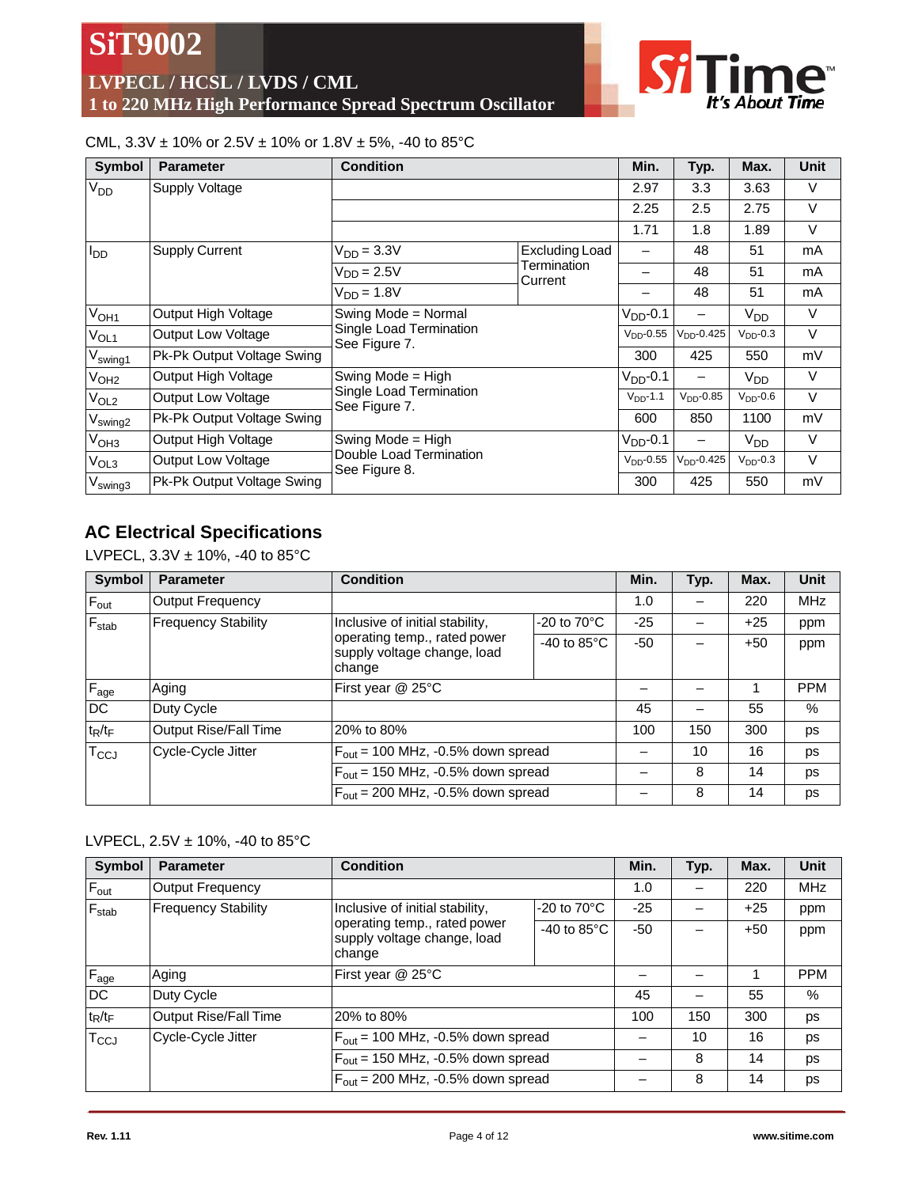CML, 3.3V ± 10% or 2.5V ± 10% or 1.8V ± 5%, -40 to 85°C

| Symbol | Parameter | Condition | | Min. | Typ. | Max. | Unit |
|---|---|---|---|---|---|---|---|
| $V_{DD}$ | Supply Voltage | | | 2.97 | 3.3 | 3.63 | V |
| | | | | 2.25 | 2.5 | 2.75 | V |
| | | | | 1.71 | 1.8 | 1.89 | V |
| $I_{DD}$ | Supply Current | $V_{DD}$ = 3.3V | Excluding Load Termination Current | – | 48 | 51 | mA |
| | | $V_{DD}$ = 2.5V | | – | 48 | 51 | mA |
| | | $V_{DD}$ = 1.8V | | – | 48 | 51 | mA |
| $V_{OH1}$ | Output High Voltage | Swing Mode = Normal Single Load Termination See Figure 7. | | $V_{DD}$-0.1 | – | $V_{DD}$ | V |
| $V_{OL1}$ | Output Low Voltage | | | $V_{DD}$-0.55 | $V_{DD}$-0.425 | $V_{DD}$-0.3 | V |
| $V_{swing1}$ | Pk-Pk Output Voltage Swing | | | 300 | 425 | 550 | mV |
| $V_{OH2}$ | Output High Voltage | Swing Mode = High Single Load Termination See Figure 7. | | $V_{DD}$-0.1 | – | $V_{DD}$ | V |
| $V_{OL2}$ | Output Low Voltage | | | $V_{DD}$-1.1 | $V_{DD}$-0.85 | $V_{DD}$-0.6 | V |
| $V_{swing2}$ | Pk-Pk Output Voltage Swing | | | 600 | 850 | 1100 | mV |
| $V_{OH3}$ | Output High Voltage | Swing Mode = High Double Load Termination See Figure 8. | | $V_{DD}$-0.1 | – | $V_{DD}$ | V |
| $V_{OL3}$ | Output Low Voltage | | | $V_{DD}$-0.55 | $V_{DD}$-0.425 | $V_{DD}$-0.3 | V |
| $V_{swing3}$ | Pk-Pk Output Voltage Swing | | | 300 | 425 | 550 | mV |

## AC Electrical Specifications

LVPECL, 3.3V ± 10%, -40 to 85°C

| Symbol | Parameter | Condition | | Min. | Typ. | Max. | Unit |
|---|---|---|---|---|---|---|---|
| $F_{out}$ | Output Frequency | | | 1.0 | – | 220 | MHz |
| $F_{stab}$ | Frequency Stability | Inclusive of initial stability, operating temp., rated power supply voltage change, load change | -20 to 70°C | -25 | – | +25 | ppm |
| | | | -40 to 85°C | -50 | – | +50 | ppm |
| $F_{age}$ | Aging | First year @ 25°C | | – | – | 1 | PPM |
| DC | Duty Cycle | | | 45 | – | 55 | % |
| $t_R/t_F$ | Output Rise/Fall Time | 20% to 80% | | 100 | 150 | 300 | ps |
| $T_{CCJ}$ | Cycle-Cycle Jitter | $F_{out}$ = 100 MHz, -0.5% down spread | | – | 10 | 16 | ps |
| | | $F_{out}$ = 150 MHz, -0.5% down spread | | – | 8 | 14 | ps |
| | | $F_{out}$ = 200 MHz, -0.5% down spread | | – | 8 | 14 | ps |

LVPECL, 2.5V ± 10%, -40 to 85°C

| Symbol | Parameter | Condition | | Min. | Typ. | Max. | Unit |
|---|---|---|---|---|---|---|---|
| $F_{out}$ | Output Frequency | | | 1.0 | – | 220 | MHz |
| $F_{stab}$ | Frequency Stability | Inclusive of initial stability, operating temp., rated power supply voltage change, load change | -20 to 70°C | -25 | – | +25 | ppm |
| | | | -40 to 85°C | -50 | – | +50 | ppm |
| $F_{age}$ | Aging | First year @ 25°C | | – | – | 1 | PPM |
| DC | Duty Cycle | | | 45 | – | 55 | % |
| $t_R/t_F$ | Output Rise/Fall Time | 20% to 80% | | 100 | 150 | 300 | ps |
| $T_{CCJ}$ | Cycle-Cycle Jitter | $F_{out}$ = 100 MHz, -0.5% down spread | | – | 10 | 16 | ps |
| | | $F_{out}$ = 150 MHz, -0.5% down spread | | – | 8 | 14 | ps |
| | | $F_{out}$ = 200 MHz, -0.5% down spread | | – | 8 | 14 | ps |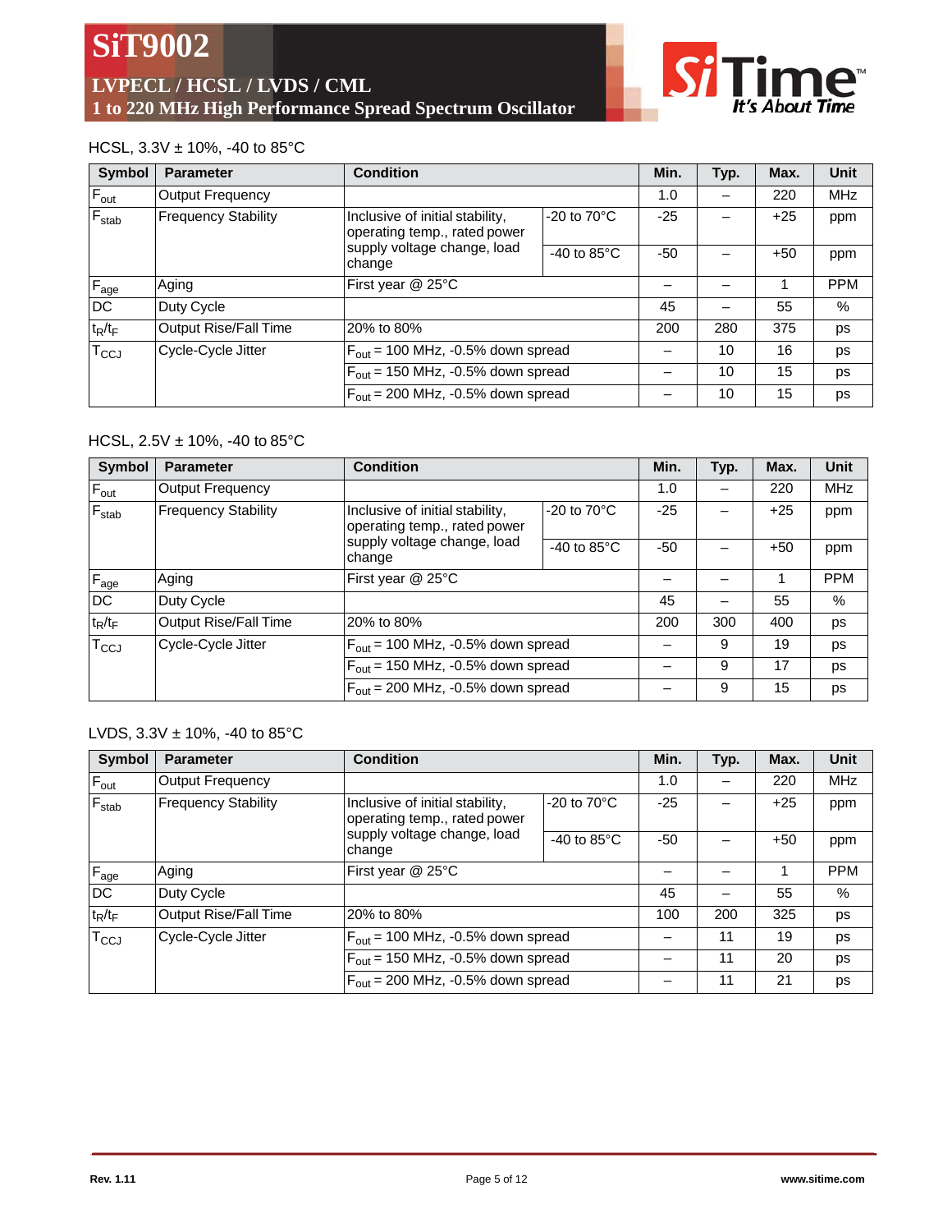HCSL, 3.3V ± 10%, -40 to 85°C

| Symbol | Parameter | Condition | | Min. | Typ. | Max. | Unit |
|---|---|---|---|---|---|---|---|
| $F_{out}$ | Output Frequency | | | 1.0 | – | 220 | MHz |
| $F_{stab}$ | Frequency Stability | Inclusive of initial stability, operating temp., rated power supply voltage change, load change | -20 to 70°C | -25 | – | +25 | ppm |
| | | | -40 to 85°C | -50 | – | +50 | ppm |
| $F_{age}$ | Aging | First year @ 25°C | | – | – | 1 | PPM |
| DC | Duty Cycle | | | 45 | – | 55 | % |
| $t_R/t_F$ | Output Rise/Fall Time | 20% to 80% | | 200 | 280 | 375 | ps |
| $T_{CCJ}$ | Cycle-Cycle Jitter | $F_{out}$ = 100 MHz, -0.5% down spread | | – | 10 | 16 | ps |
| | | $F_{out}$ = 150 MHz, -0.5% down spread | | – | 10 | 15 | ps |
| | | $F_{out}$ = 200 MHz, -0.5% down spread | | – | 10 | 15 | ps |

HCSL, 2.5V ± 10%, -40 to 85°C

| Symbol | Parameter | Condition | | Min. | Typ. | Max. | Unit |
|---|---|---|---|---|---|---|---|
| $F_{out}$ | Output Frequency | | | 1.0 | – | 220 | MHz |
| $F_{stab}$ | Frequency Stability | Inclusive of initial stability, operating temp., rated power supply voltage change, load change | -20 to 70°C | -25 | – | +25 | ppm |
| | | | -40 to 85°C | -50 | – | +50 | ppm |
| $F_{age}$ | Aging | First year @ 25°C | | – | – | 1 | PPM |
| DC | Duty Cycle | | | 45 | – | 55 | % |
| $t_R/t_F$ | Output Rise/Fall Time | 20% to 80% | | 200 | 300 | 400 | ps |
| $T_{CCJ}$ | Cycle-Cycle Jitter | $F_{out}$ = 100 MHz, -0.5% down spread | | – | 9 | 19 | ps |
| | | $F_{out}$ = 150 MHz, -0.5% down spread | | – | 9 | 17 | ps |
| | | $F_{out}$ = 200 MHz, -0.5% down spread | | – | 9 | 15 | ps |

LVDS, 3.3V ± 10%, -40 to 85°C

| Symbol | Parameter | Condition | | Min. | Typ. | Max. | Unit |
|---|---|---|---|---|---|---|---|
| $F_{out}$ | Output Frequency | | | 1.0 | – | 220 | MHz |
| $F_{stab}$ | Frequency Stability | Inclusive of initial stability, operating temp., rated power supply voltage change, load change | -20 to 70°C | -25 | – | +25 | ppm |
| | | | -40 to 85°C | -50 | – | +50 | ppm |
| $F_{age}$ | Aging | First year @ 25°C | | – | – | 1 | PPM |
| DC | Duty Cycle | | | 45 | – | 55 | % |
| $t_R/t_F$ | Output Rise/Fall Time | 20% to 80% | | 100 | 200 | 325 | ps |
| $T_{CCJ}$ | Cycle-Cycle Jitter | $F_{out}$ = 100 MHz, -0.5% down spread | | – | 11 | 19 | ps |
| | | $F_{out}$ = 150 MHz, -0.5% down spread | | – | 11 | 20 | ps |
| | | $F_{out}$ = 200 MHz, -0.5% down spread | | – | 11 | 21 | ps |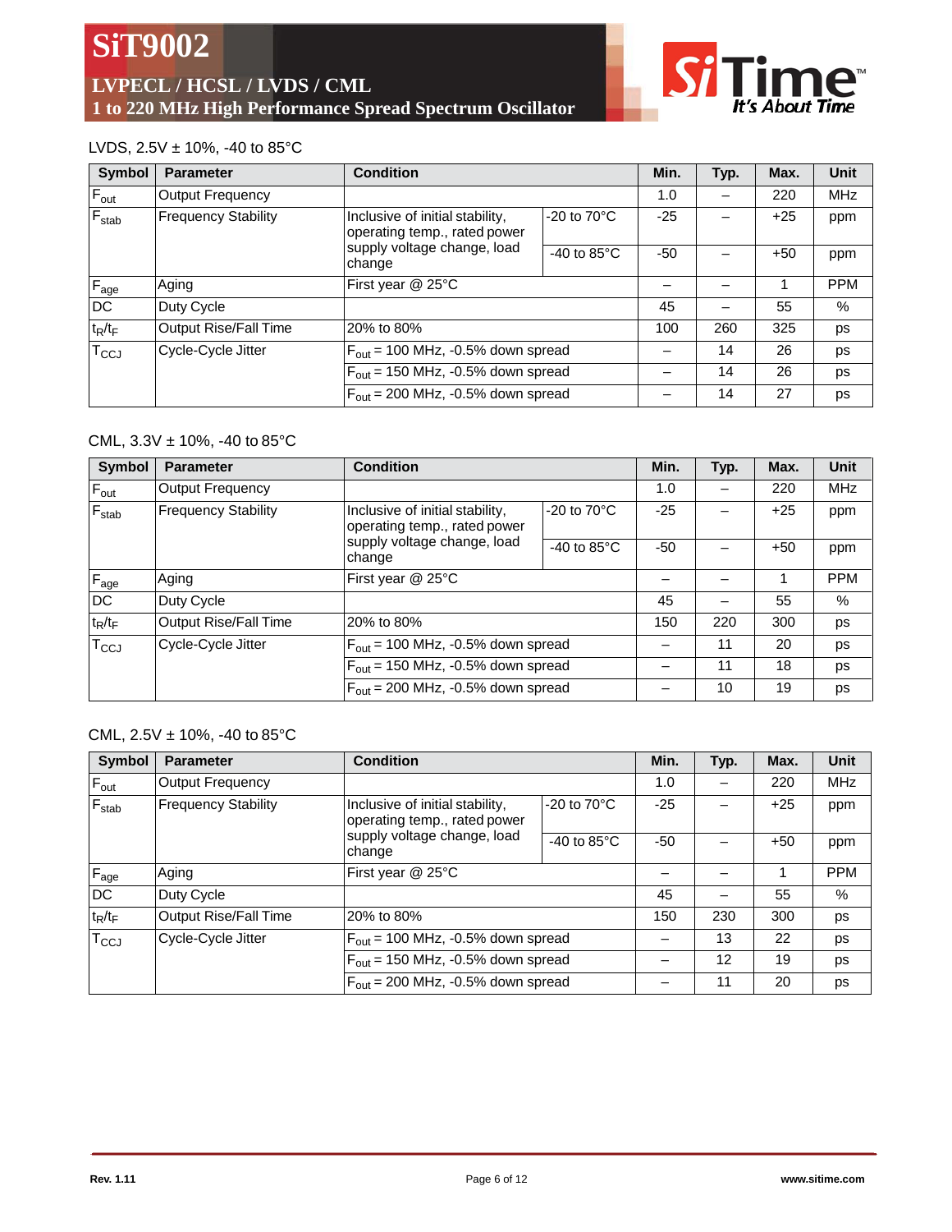LVDS, 2.5V ± 10%, -40 to 85°C

| Symbol | Parameter | Condition | | Min. | Typ. | Max. | Unit |
|---|---|---|---|---|---|---|---|
| $F_{out}$ | Output Frequency | | | 1.0 | – | 220 | MHz |
| $F_{stab}$ | Frequency Stability | Inclusive of initial stability, operating temp., rated power supply voltage change, load change | -20 to 70°C | -25 | – | +25 | ppm |
| | | | -40 to 85°C | -50 | – | +50 | ppm |
| $F_{age}$ | Aging | First year @ 25°C | | – | – | 1 | PPM |
| DC | Duty Cycle | | | 45 | – | 55 | % |
| $t_R/t_F$ | Output Rise/Fall Time | 20% to 80% | | 100 | 260 | 325 | ps |
| $T_{CCJ}$ | Cycle-Cycle Jitter | $F_{out}$ = 100 MHz, -0.5% down spread | | – | 14 | 26 | ps |
| | | $F_{out}$ = 150 MHz, -0.5% down spread | | – | 14 | 26 | ps |
| | | $F_{out}$ = 200 MHz, -0.5% down spread | | – | 14 | 27 | ps |

CML, 3.3V ± 10%, -40 to 85°C

| Symbol | Parameter | Condition | | Min. | Typ. | Max. | Unit |
|---|---|---|---|---|---|---|---|
| $F_{out}$ | Output Frequency | | | 1.0 | – | 220 | MHz |
| $F_{stab}$ | Frequency Stability | Inclusive of initial stability, operating temp., rated power supply voltage change, load change | -20 to 70°C | -25 | – | +25 | ppm |
| | | | -40 to 85°C | -50 | – | +50 | ppm |
| $F_{age}$ | Aging | First year @ 25°C | | – | – | 1 | PPM |
| DC | Duty Cycle | | | 45 | – | 55 | % |
| $t_R/t_F$ | Output Rise/Fall Time | 20% to 80% | | 150 | 220 | 300 | ps |
| $T_{CCJ}$ | Cycle-Cycle Jitter | $F_{out}$ = 100 MHz, -0.5% down spread | | – | 11 | 20 | ps |
| | | $F_{out}$ = 150 MHz, -0.5% down spread | | – | 11 | 18 | ps |
| | | $F_{out}$ = 200 MHz, -0.5% down spread | | – | 10 | 19 | ps |

CML, 2.5V ± 10%, -40 to 85°C

| Symbol | Parameter | Condition | | Min. | Typ. | Max. | Unit |
|---|---|---|---|---|---|---|---|
| $F_{out}$ | Output Frequency | | | 1.0 | – | 220 | MHz |
| $F_{stab}$ | Frequency Stability | Inclusive of initial stability, operating temp., rated power supply voltage change, load change | -20 to 70°C | -25 | – | +25 | ppm |
| | | | -40 to 85°C | -50 | – | +50 | ppm |
| $F_{age}$ | Aging | First year @ 25°C | | – | – | 1 | PPM |
| DC | Duty Cycle | | | 45 | – | 55 | % |
| $t_R/t_F$ | Output Rise/Fall Time | 20% to 80% | | 150 | 230 | 300 | ps |
| $T_{CCJ}$ | Cycle-Cycle Jitter | $F_{out}$ = 100 MHz, -0.5% down spread | | – | 13 | 22 | ps |
| | | $F_{out}$ = 150 MHz, -0.5% down spread | | – | 12 | 19 | ps |
| | | $F_{out}$ = 200 MHz, -0.5% down spread | | – | 11 | 20 | ps |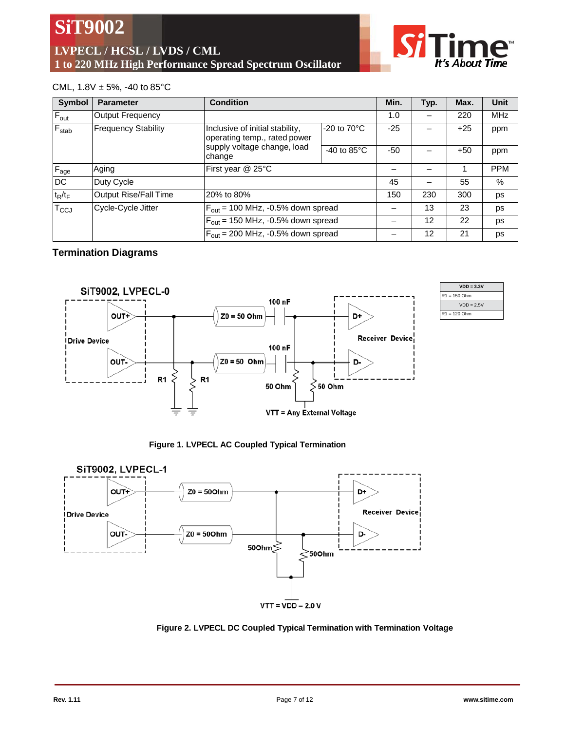CML, 1.8V ± 5%, -40 to 85°C

| Symbol | Parameter | Condition | | Min. | Typ. | Max. | Unit |
|---|---|---|---|---|---|---|---|
| $F_{out}$ | Output Frequency | | | 1.0 | – | 220 | MHz |
| $F_{stab}$ | Frequency Stability | Inclusive of initial stability, operating temp., rated power supply voltage change, load change | -20 to 70°C | -25 | – | +25 | ppm |
| | | | -40 to 85°C | -50 | – | +50 | ppm |
| $F_{age}$ | Aging | First year @ 25°C | | – | – | 1 | PPM |
| DC | Duty Cycle | | | 45 | – | 55 | % |
| $t_R/t_F$ | Output Rise/Fall Time | 20% to 80% | | 150 | 230 | 300 | ps |
| $T_{CCJ}$ | Cycle-Cycle Jitter | $F_{out}$ = 100 MHz, -0.5% down spread | | – | 13 | 23 | ps |
| | | $F_{out}$ = 150 MHz, -0.5% down spread | | – | 12 | 22 | ps |
| | | $F_{out}$ = 200 MHz, -0.5% down spread | | – | 12 | 21 | ps |

## Termination Diagrams

| VDD = 3.3V |
|---|
| R1 = 150 Ohm |
| VDD = 2.5V |
| R1 = 120 Ohm |

**Figure 1. LVPECL AC Coupled Typical Termination**

**Figure 2. LVPECL DC Coupled Typical Termination with Termination Voltage**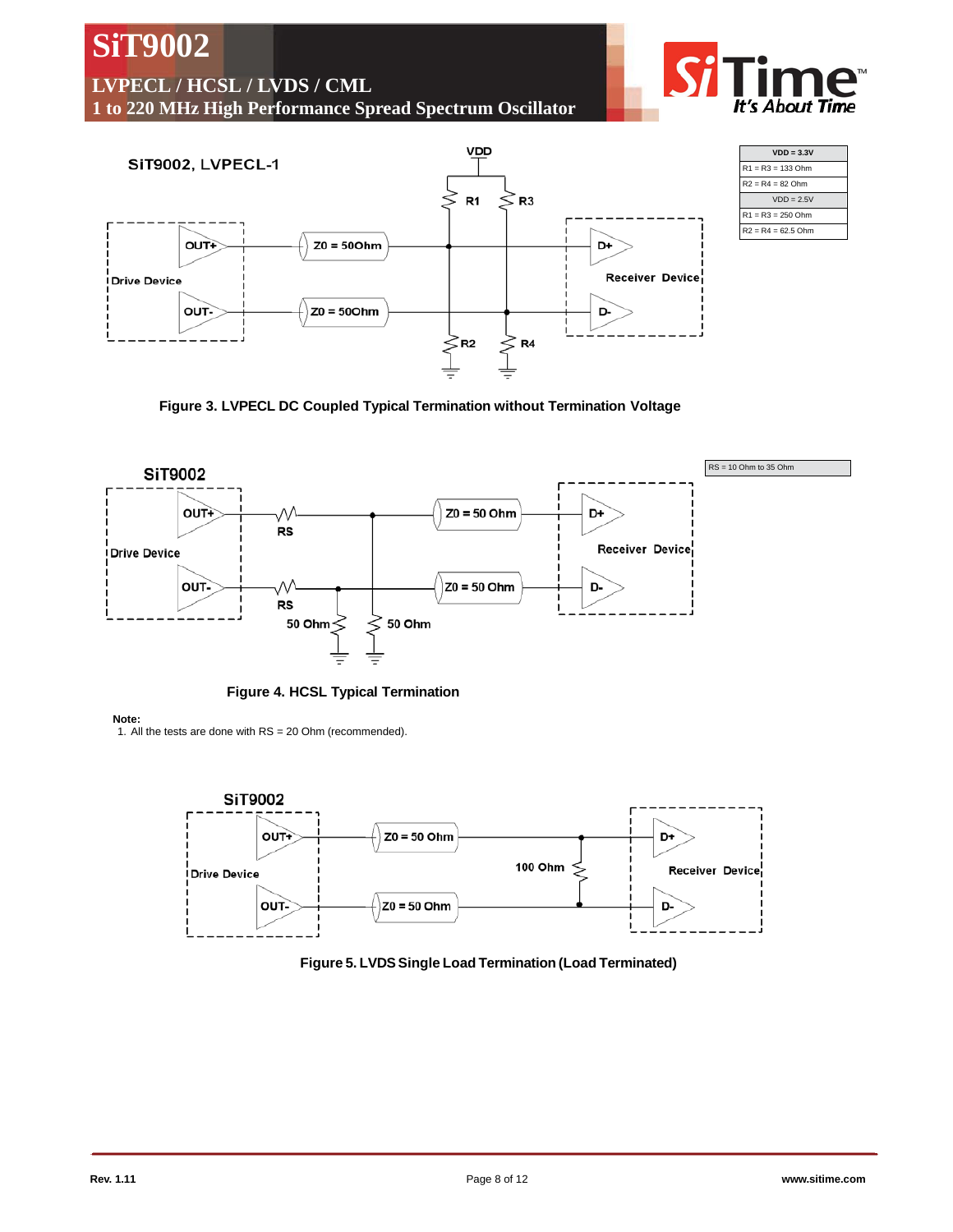| VDD = 3.3V |
|---|
| R1 = R3 = 133 Ohm |
| R2 = R4 = 82 Ohm |
| VDD = 2.5V |
| R1 = R3 = 250 Ohm |
| R2 = R4 = 62.5 Ohm |

Figure 3. LVPECL DC Coupled Typical Termination without Termination Voltage

| RS = 10 Ohm to 35 Ohm |
|---|

Figure 4. HCSL Typical Termination

**Note:**

1. All the tests are done with RS = 20 Ohm (recommended).

Figure 5. LVDS Single Load Termination (Load Terminated)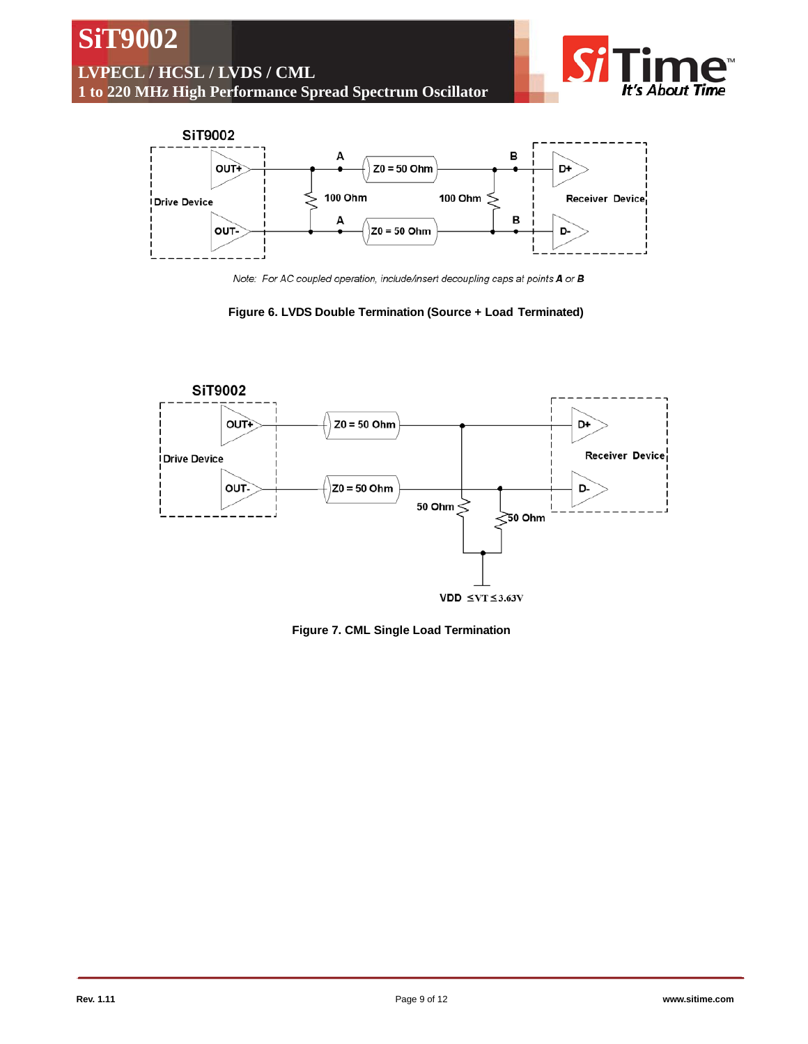Note: For AC coupled operation, include/insert decoupling caps at points ***A*** or ***B***

**Figure 6. LVDS Double Termination (Source + Load Terminated)**

**Figure 7. CML Single Load Termination**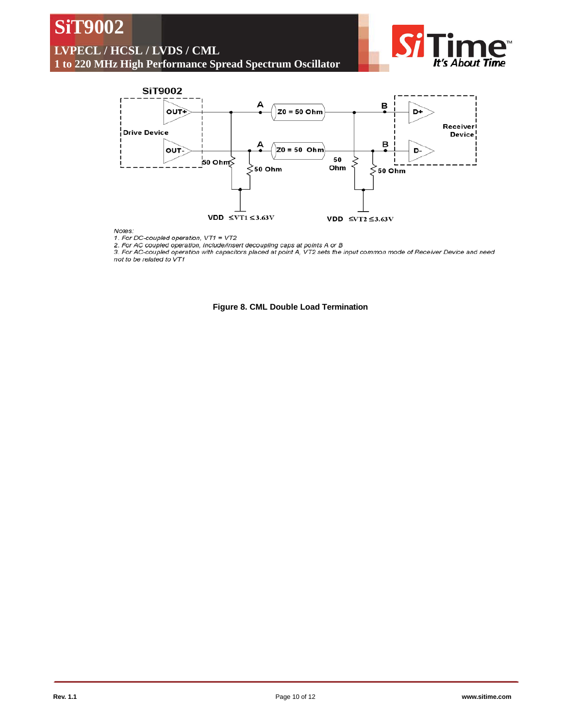SiT9002

Drive Device

OUT+

OUT-

A

A

Z0 = 50 Ohm

Z0 = 50 Ohm

B

B

D+

D-

Receiver Device

50 Ohm

50 Ohm

50 Ohm

50 Ohm

VDD ≤VT1 ≤3.63V

VDD ≤VT2 ≤3.63V

*Notes:*

*1. For DC-coupled operation, VT1 = VT2*

*2. For AC coupled operation, include/insert decoupling caps at points A or B*

*3. For AC-coupled operation with capacitors placed at point A, VT2 sets the input common mode of Receiver Device and need not to be related to VT1*

**Figure 8. CML Double Load Termination**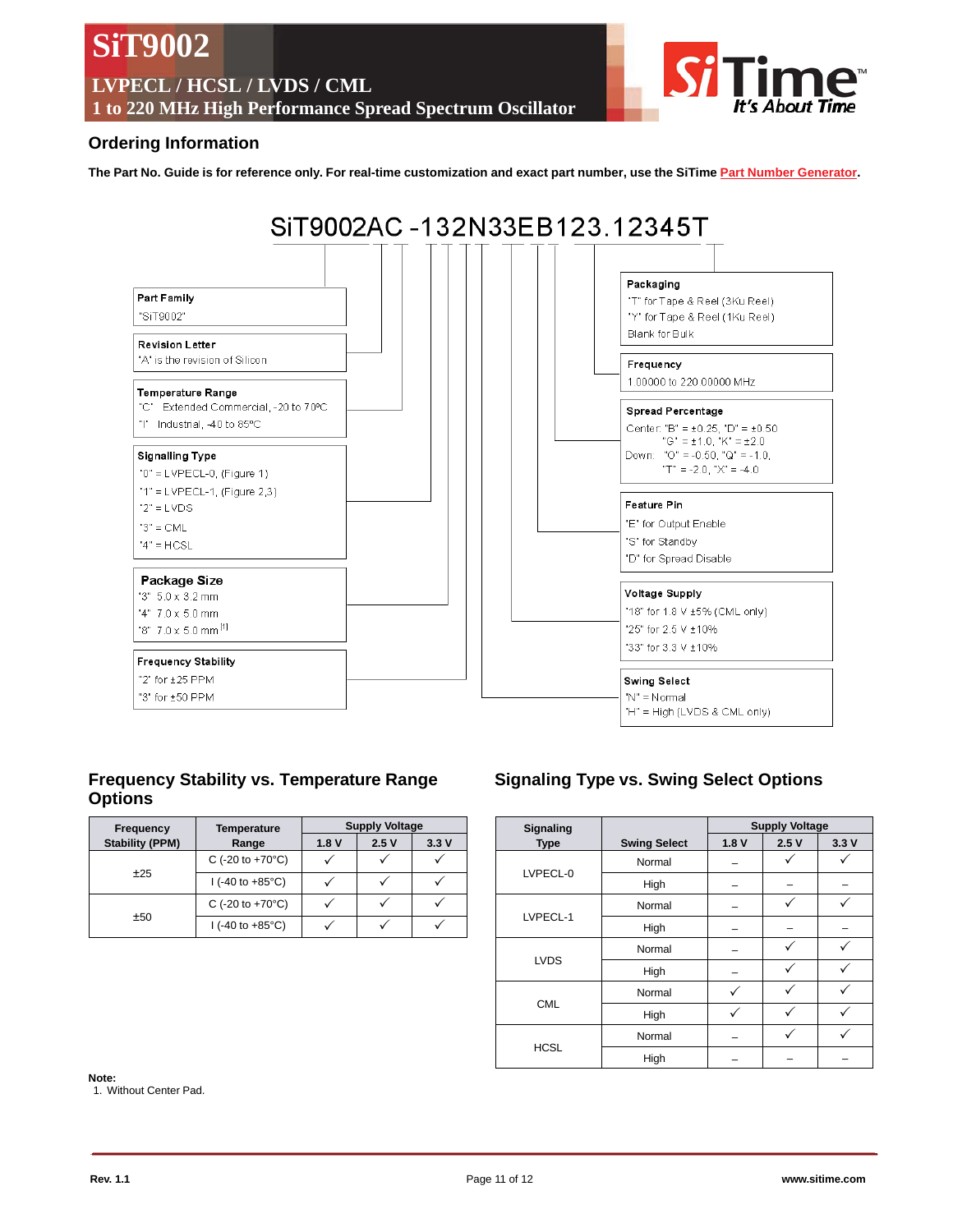## Ordering Information

**The Part No. Guide is for reference only. For real-time customization and exact part number, use the SiTime Part Number Generator.**

SiT9002AC -132N33EB123.12345T

**Part Family**
"SiT9002"

**Revision Letter**
"A" is the revision of Silicon

**Temperature Range**
"C" Extended Commercial, -20 to 70ºC
"I" Industrial, -40 to 85ºC

**Signalling Type**
"0" = LVPECL-0, (Figure 1)
"1" = LVPECL-1, (Figure 2,3)
"2" = LVDS
"3" = CML
"4" = HCSL

**Package Size**
"3" 5.0 x 3.2 mm
"4" 7.0 x 5.0 mm
"8" 7.0 x 5.0 mm [1]

**Frequency Stability**
"2" for ±25 PPM
"3" for ±50 PPM

**Packaging**
"T" for Tape & Reel (3Ku Reel)
"Y" for Tape & Reel (1Ku Reel)
Blank for Bulk

**Frequency**
1.00000 to 220.00000 MHz

**Spread Percentage**
Center: "B" = ±0.25, "D" = ±0.50
"G" = ±1.0, "K" = ±2.0
Down: "O" = -0.50, "Q" = -1.0,
"T" = -2.0, "X" = -4.0

**Feature Pin**
"E" for Output Enable
"S" for Standby
"D" for Spread Disable

**Voltage Supply**
"18" for 1.8 V ±5% (CML only)
"25" for 2.5 V ±10%
"33" for 3.3 V ±10%

**Swing Select**
"N" = Normal
"H" = High (LVDS & CML only)

### Frequency Stability vs. Temperature Range Options

| Frequency Stability (PPM) | Temperature Range | Supply Voltage | | |
|---|---|---|---|---|
| | | 1.8 V | 2.5 V | 3.3 V |
| ±25 | C (-20 to +70°C) | ✓ | ✓ | ✓ |
| | I (-40 to +85°C) | ✓ | ✓ | ✓ |
| ±50 | C (-20 to +70°C) | ✓ | ✓ | ✓ |
| | I (-40 to +85°C) | ✓ | ✓ | ✓ |

### Signaling Type vs. Swing Select Options

| Signaling Type | Swing Select | Supply Voltage | | |
|---|---|---|---|---|
| | | 1.8 V | 2.5 V | 3.3 V |
| LVPECL-0 | Normal | – | ✓ | ✓ |
| | High | – | – | – |
| LVPECL-1 | Normal | – | ✓ | ✓ |
| | High | – | – | – |
| LVDS | Normal | – | ✓ | ✓ |
| | High | – | ✓ | ✓ |
| CML | Normal | ✓ | ✓ | ✓ |
| | High | ✓ | ✓ | ✓ |
| HCSL | Normal | – | ✓ | ✓ |
| | High | – | – | – |

**Note:**
1. Without Center Pad.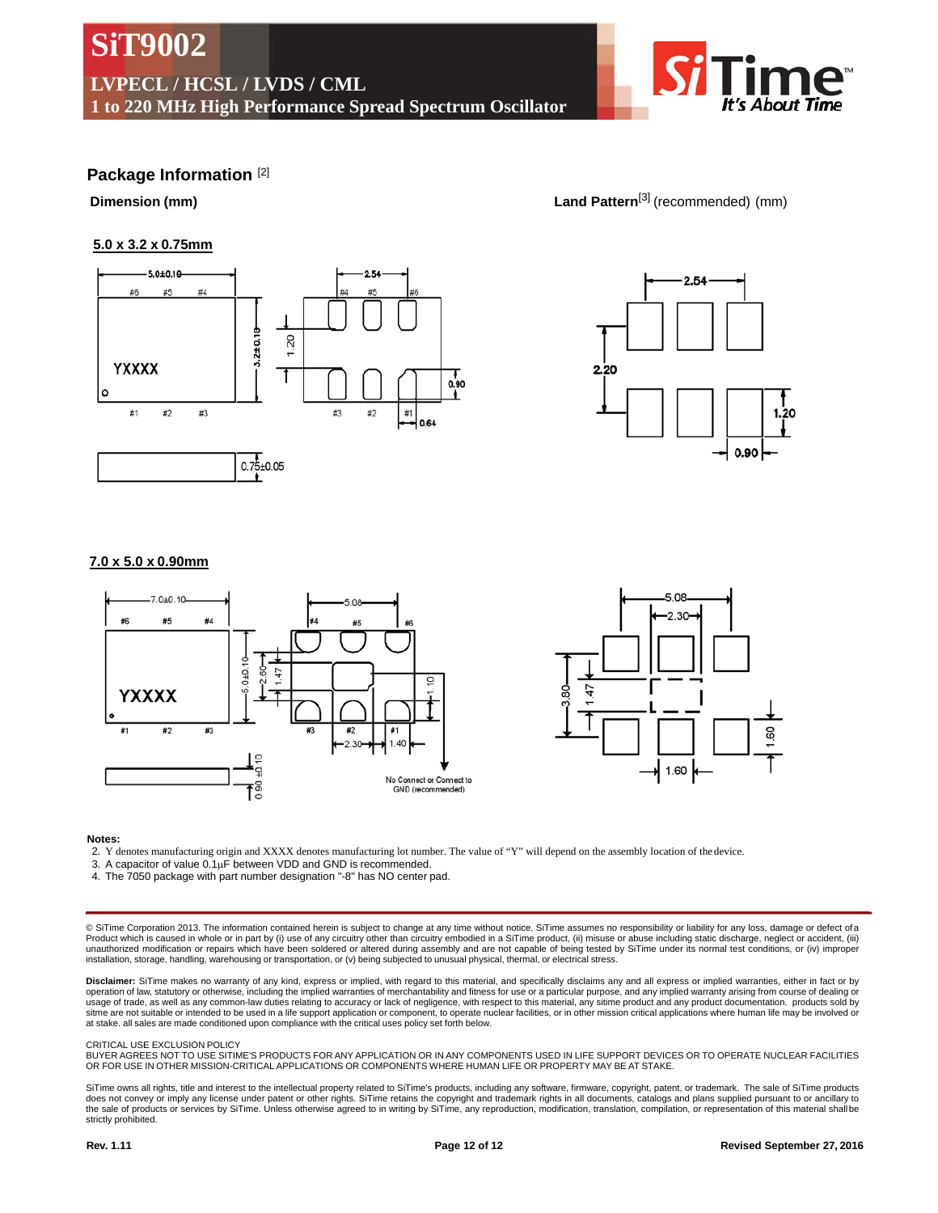## Package Information [2]

**Dimension (mm)**

**Land Pattern**[3] (recommended) (mm)

**5.0 x 3.2 x 0.75mm**

5.0±0.10
#6 #5 #4
YXXXX
#1 #2 #3
3.2±0.10
2.54
#4 #5 #6
1.20
0.90
#3 #2 #1
0.64
0.75±0.05

2.54
2.20
1.20
0.90

**7.0 x 5.0 x 0.90mm**

7.0±0.10
#6 #5 #4
YXXXX
#1 #2 #3
5.0±0.10
0.90 ±0.10
5.08
#4 #5 #6
2.60
1.47
1.10
#3 #2 #1
2.30
1.40
No Connect or Connect to GND (recommended)

5.08
2.30
3.80
1.47
1.60
1.60

**Notes:**

2. Y denotes manufacturing origin and XXXX denotes manufacturing lot number. The value of "Y" will depend on the assembly location of the device.
3. A capacitor of value 0.1µF between VDD and GND is recommended.
4. The 7050 package with part number designation "-8" has NO center pad.

© SiTime Corporation 2013. The information contained herein is subject to change at any time without notice. SiTime assumes no responsibility or liability for any loss, damage or defect of a Product which is caused in whole or in part by (i) use of any circuitry other than circuitry embodied in a SiTime product, (ii) misuse or abuse including static discharge, neglect or accident, (iii) unauthorized modification or repairs which have been soldered or altered during assembly and are not capable of being tested by SiTime under its normal test conditions, or (iv) improper installation, storage, handling, warehousing or transportation, or (v) being subjected to unusual physical, thermal, or electrical stress.

**Disclaimer:** SiTime makes no warranty of any kind, express or implied, with regard to this material, and specifically disclaims any and all express or implied warranties, either in fact or by operation of law, statutory or otherwise, including the implied warranties of merchantability and fitness for use or a particular purpose, and any implied warranty arising from course of dealing or usage of trade, as well as any common-law duties relating to accuracy or lack of negligence, with respect to this material, any sitime product and any product documentation. products sold by sitime are not suitable or intended to be used in a life support application or component, to operate nuclear facilities, or in other mission critical applications where human life may be involved or at stake. all sales are made conditioned upon compliance with the critical uses policy set forth below.

CRITICAL USE EXCLUSION POLICY
BUYER AGREES NOT TO USE SITIME'S PRODUCTS FOR ANY APPLICATION OR IN ANY COMPONENTS USED IN LIFE SUPPORT DEVICES OR TO OPERATE NUCLEAR FACILITIES OR FOR USE IN OTHER MISSION-CRITICAL APPLICATIONS OR COMPONENTS WHERE HUMAN LIFE OR PROPERTY MAY BE AT STAKE.

SiTime owns all rights, title and interest to the intellectual property related to SiTime's products, including any software, firmware, copyright, patent, or trademark. The sale of SiTime products does not convey or imply any license under patent or other rights. SiTime retains the copyright and trademark rights in all documents, catalogs and plans supplied pursuant to or ancillary to the sale of products or services by SiTime. Unless otherwise agreed to in writing by SiTime, any reproduction, modification, translation, compilation, or representation of this material shall be strictly prohibited.